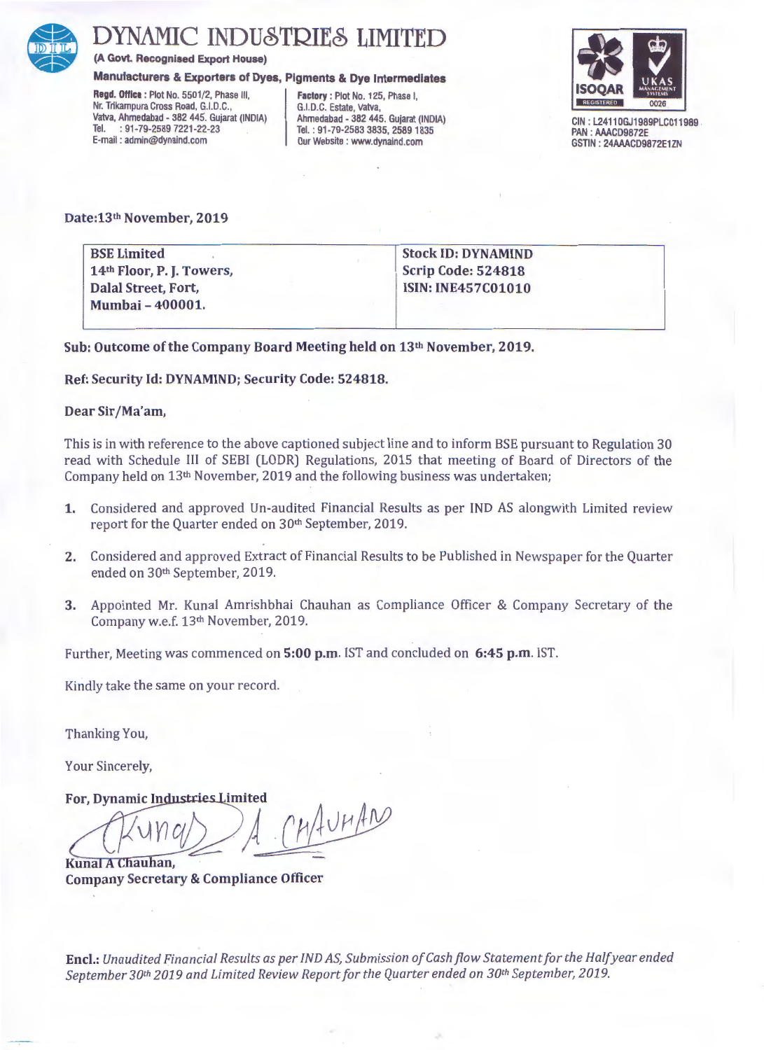# DYNAMIC INDUSTRIES LIMITED

**(A Govt. Recognised Export House)**

**Manufacturers & Exporters of Dyes, Pigments & Dye Intermediates**

**Regd. Office :** Plot No. 5501/2, Phase III, Nr. Trikampura Cross Road, G.I.D.C., Vatva, Ahmedabad - 382 445. Gujarat (INDIA) Tel. : 91-79-2589 7221-22-23 E-mail : admin@dynaind.com

**Factory :** Plot No. 125, Phase I, G.I.D.C. Estate, Vatva, Ahmedabad - 382 445. Gujarat (INDIA) Tel. : 91-79-2583 3835, 2589 1835 Our Website : www.dynaind.com

CIN : L24110GJ1989PLC011989
PAN : AAACD9872E
GSTIN : 24AAACD9872E1ZN

**Date:13th November, 2019**

| **BSE Limited**<br>**14th Floor, P. J. Towers,**<br>**Dalal Street, Fort,**<br>**Mumbai – 400001.** | **Stock ID: DYNAMIND**<br>**Scrip Code: 524818**<br>**ISIN: INE457C01010** |
|---|---|

**Sub: Outcome of the Company Board Meeting held on 13th November, 2019.**

**Ref: Security Id: DYNAMIND; Security Code: 524818.**

**Dear Sir/Ma'am,**

This is in with reference to the above captioned subject line and to inform BSE pursuant to Regulation 30 read with Schedule III of SEBI (LODR) Regulations, 2015 that meeting of Board of Directors of the Company held on 13th November, 2019 and the following business was undertaken;

1. Considered and approved Un-audited Financial Results as per IND AS alongwith Limited review report for the Quarter ended on 30th September, 2019.
2. Considered and approved Extract of Financial Results to be Published in Newspaper for the Quarter ended on 30th September, 2019.
3. Appointed Mr. Kunal Amrishbhai Chauhan as Compliance Officer & Company Secretary of the Company w.e.f. 13th November, 2019.

Further, Meeting was commenced on **5:00 p.m.** IST and concluded on **6:45 p.m.** IST.

Kindly take the same on your record.

Thanking You,

Your Sincerely,

**For, Dynamic Industries Limited**

**Kunal A Chauhan,**
**Company Secretary & Compliance Officer**

**Encl.:** *Unaudited Financial Results as per IND AS, Submission of Cash flow Statement for the Half year ended September 30th 2019 and Limited Review Report for the Quarter ended on 30th September, 2019.*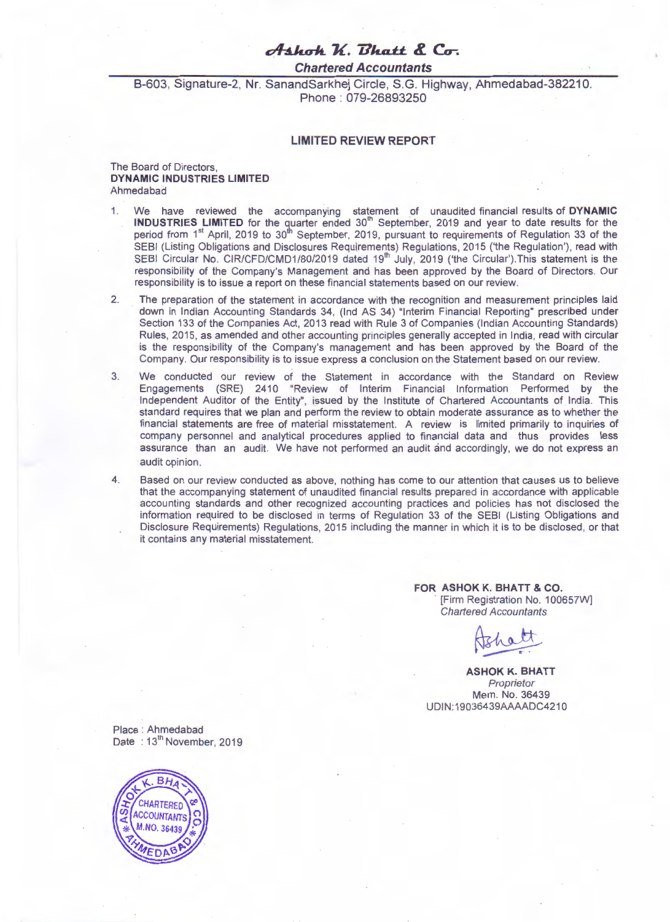# Ashok K. Bhatt & Co.

***Chartered Accountants***

B-603, Signature-2, Nr. SanandSarkhej Circle, S.G. Highway, Ahmedabad-382210.
Phone : 079-26893250

## LIMITED REVIEW REPORT

The Board of Directors,
**DYNAMIC INDUSTRIES LIMITED**
Ahmedabad

1. We have reviewed the accompanying statement of unaudited financial results of **DYNAMIC INDUSTRIES LIMITED** for the quarter ended 30th September, 2019 and year to date results for the period from 1st April, 2019 to 30th September, 2019, pursuant to requirements of Regulation 33 of the SEBI (Listing Obligations and Disclosures Requirements) Regulations, 2015 ('the Regulation'), read with SEBI Circular No. CIR/CFD/CMD1/80/2019 dated 19th July, 2019 ('the Circular').This statement is the responsibility of the Company's Management and has been approved by the Board of Directors. Our responsibility is to issue a report on these financial statements based on our review.

2. The preparation of the statement in accordance with the recognition and measurement principles laid down in Indian Accounting Standards 34, (Ind AS 34) "Interim Financial Reporting" prescribed under Section 133 of the Companies Act, 2013 read with Rule 3 of Companies (Indian Accounting Standards) Rules, 2015, as amended and other accounting principles generally accepted in India, read with circular is the responsibility of the Company's management and has been approved by the Board of the Company. Our responsibility is to issue express a conclusion on the Statement based on our review.

3. We conducted our review of the Statement in accordance with the Standard on Review Engagements (SRE) 2410 "Review of Interim Financial Information Performed by the Independent Auditor of the Entity", issued by the Institute of Chartered Accountants of India. This standard requires that we plan and perform the review to obtain moderate assurance as to whether the financial statements are free of material misstatement. A review is limited primarily to inquiries of company personnel and analytical procedures applied to financial data and thus provides less assurance than an audit. We have not performed an audit and accordingly, we do not express an audit opinion.

4. Based on our review conducted as above, nothing has come to our attention that causes us to believe that the accompanying statement of unaudited financial results prepared in accordance with applicable accounting standards and other recognized accounting practices and policies has not disclosed the information required to be disclosed in terms of Regulation 33 of the SEBI (Listing Obligations and Disclosure Requirements) Regulations, 2015 including the manner in which it is to be disclosed, or that it contains any material misstatement.

**FOR ASHOK K. BHATT & CO.**
[Firm Registration No. 100657W]
*Chartered Accountants*

**ASHOK K. BHATT**
*Proprietor*
Mem. No. 36439
UDIN:19036439AAAADC4210

Place : Ahmedabad
Date : 13th November, 2019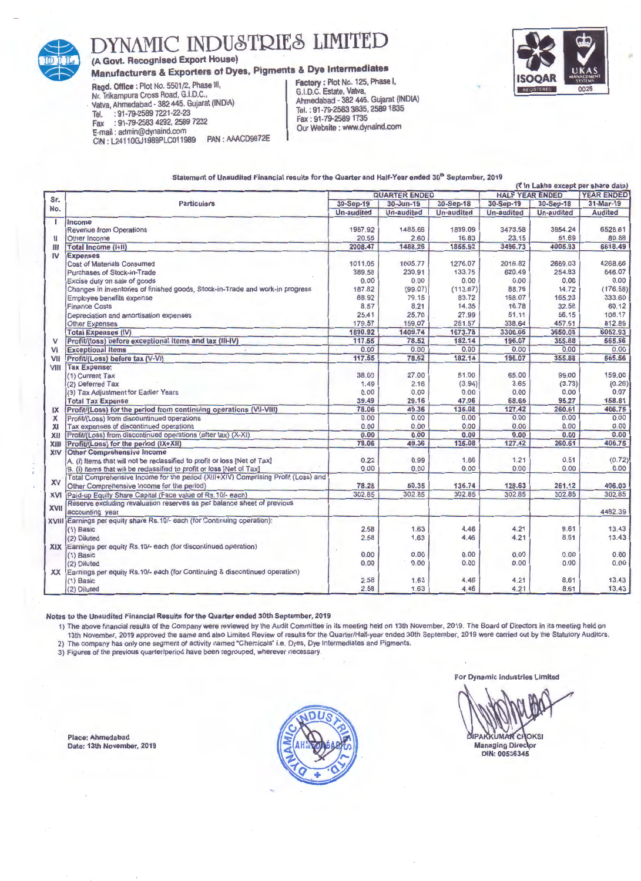# DYNAMIC INDUSTRIES LIMITED

**(A Govt. Recognised Export House)**

**Manufacturers & Exporters of Dyes, Pigments & Dye Intermediates**

**Regd. Office :** Plot No. 5501/2, Phase III, Nr. Trikampura Cross Road, G.I.D.C., Vatva, Ahmedabad - 382 445. Gujarat (INDIA)
Tel. : 91-79-2589 7221-22-23
Fax : 91-79-2583 4292, 2589 7232
E-mail : admin@dynaind.com
CIN : L24110GJ1989PLC011989 PAN : AAACD9872E

**Factory :** Plot No. 125, Phase I, G.I.D.C. Estate, Vatva, Ahmedabad - 382 445. Gujarat (INDIA)
Tel. : 91-79-2583 3835, 2589 1835
Fax : 91-79-2589 1735
Our Website : www.dynaind.com

ISOQAR REGISTERED UKAS MANAGEMENT SYSTEMS 0026

**Statement of Unaudited Financial results for the Quarter and Half-Year ended 30th September, 2019**

(₹ in Lakhs except per share data)

| Sr. No. | Particulars | QUARTER ENDED | | | HALF YEAR ENDED | | YEAR ENDED |
|---|---|---|---|---|---|---|---|
| | | 30-Sep-19 | 30-Jun-19 | 30-Sep-18 | 30-Sep-19 | 30-Sep-18 | 31-Mar-19 |
| | | Un-audited | Un-audited | Un-audited | Un-audited | Un-audited | Audited |
| I | Income | | | | | | |
| | Revenue from Operations | 1987.92 | 1485.66 | 1839.09 | 3473.58 | 3954.24 | 6528.61 |
| II | Other Income | 20.55 | 2.60 | 16.83 | 23.15 | 51.69 | 89.88 |
| III | **Total Income (I+II)** | **2008.47** | **1488.26** | **1855.92** | **3496.73** | **4005.93** | **6618.49** |
| IV | **Expenses** | | | | | | |
| | Cost of Materials Consumed | 1011.05 | 1005.77 | 1276.07 | 2016.82 | 2669.03 | 4268.66 |
| | Purchases of Stock-in-Trade | 389.58 | 230.91 | 133.75 | 620.49 | 254.83 | 646.07 |
| | Excise duty on sale of goods | 0.00 | 0.00 | 0.00 | 0.00 | 0.00 | 0.00 |
| | Changes in inventories of finished goods, Stock-in-Trade and work-in progress | 187.82 | (99.07) | (113.67) | 88.75 | 14.72 | (176.58) |
| | Employee benefits expense | 88.92 | 79.15 | 83.72 | 168.07 | 165.23 | 333.60 |
| | Finance Costs | 8.57 | 8.21 | 14.35 | 16.78 | 32.58 | 60.12 |
| | Depreciation and amortisation expenses | 25.41 | 25.70 | 27.99 | 51.11 | 56.15 | 108.17 |
| | Other Expenses | 179.57 | 159.07 | 251.57 | 338.64 | 457.51 | 812.89 |
| | **Total Expenses (IV)** | **1890.92** | **1409.74** | **1673.78** | **3300.66** | **3650.05** | **6052.93** |
| V | **Profit/(loss) before exceptional items and tax (III-IV)** | **117.55** | **78.52** | **182.14** | **196.07** | **355.88** | **565.56** |
| VI | **Exceptional Items** | 0.00 | 0.00 | 0.00 | 0.00 | 0.00 | 0.00 |
| VII | **Profit/(Loss) before tax (V-VI)** | **117.55** | **78.52** | **182.14** | **196.07** | **355.88** | **565.56** |
| VIII | **Tax Expense:** | | | | | | |
| | (1) Current Tax | 38.00 | 27.00 | 51.00 | 65.00 | 99.00 | 159.00 |
| | (2) Deferred Tax | 1.49 | 2.16 | (3.94) | 3.65 | (3.73) | (0.26) |
| | (3) Tax Adjustment for Earlier Years | 0.00 | 0.00 | 0.00 | 0.00 | 0.00 | 0.07 |
| | **Total Tax Expense** | **39.49** | **29.16** | **47.06** | **68.65** | **95.27** | **158.81** |
| IX | **Profit/(Loss) for the period from continuing operations (VII-VIII)** | **78.06** | **49.36** | **135.08** | **127.42** | **260.61** | **406.75** |
| X | Profit/(Loss) from discontinued operations | 0.00 | 0.00 | 0.00 | 0.00 | 0.00 | 0.00 |
| XI | Tax expenses of discontinued operations | 0.00 | 0.00 | 0.00 | 0.00 | 0.00 | 0.00 |
| XII | Profit/(Loss) from discontinued operations (after tax) (X-XI) | **0.00** | **0.00** | **0.00** | **0.00** | **0.00** | **0.00** |
| XIII | **Profit/(Loss) for the period (IX+XII)** | **78.06** | **49.36** | **135.08** | **127.42** | **260.61** | **406.75** |
| XIV | **Other Comprehensive Income** | | | | | | |
| | A. (i) Items that will not be reclassified to profit or loss [Net of Tax] | 0.22 | 0.99 | 1.66 | 1.21 | 0.51 | (0.72) |
| | B. (i) Items that will be reclassified to profit or loss [Net of Tax] | 0.00 | 0.00 | 0.00 | 0.00 | 0.00 | 0.00 |
| XV | Total Comprehensive Income for the period (XIII+XIV) Comprising Profit (Loss) and Other Comprehensive Income for the period) | 78.28 | 50.35 | 136.74 | 128.63 | 261.12 | 406.03 |
| XVI | Paid-up Equity Share Capital (Face value of Rs.10/- each) | 302.85 | 302.85 | 302.85 | 302.85 | 302.85 | 302.85 |
| XVII | Reserve excluding revaluation reserves as per balance sheet of previous accounting year | | | | | | 4482.39 |
| XVIII | Earnings per equity share Rs.10/- each (for Continuing operation): | | | | | | |
| | (1) Basic | 2.58 | 1.63 | 4.46 | 4.21 | 8.61 | 13.43 |
| | (2) Diluted | 2.58 | 1.63 | 4.46 | 4.21 | 8.61 | 13.43 |
| XIX | Earnings per equity Rs.10/- each (for discontinued operation) | | | | | | |
| | (1) Basic | 0.00 | 0.00 | 0.00 | 0.00 | 0.00 | 0.00 |
| | (2) Diluted | 0.00 | 0.00 | 0.00 | 0.00 | 0.00 | 0.00 |
| XX | Earnings per equity Rs.10/- each (for Continuing & discontinued operation) | | | | | | |
| | (1) Basic | 2.58 | 1.63 | 4.46 | 4.21 | 8.61 | 13.43 |
| | (2) Diluted | 2.58 | 1.63 | 4.46 | 4.21 | 8.61 | 13.43 |

**Notes to the Unaudited Financial Results for the Quarter ended 30th September, 2019**

1) The above financial results of the Company were reviewed by the Audit Committee in its meeting held on 13th November, 2019. The Board of Directors in its meeting held on 13th November, 2019 approved the same and also Limited Review of results for the Quarter/Half-year ended 30th September, 2019 were carried out by the Statutory Auditors.
2) The company has only one segment of activity named "Chemicals" i.e. Dyes, Dye Intermediates and Pigments.
3) Figures of the previous quarter/period have been regrouped, wherever necessary.

**For Dynamic Industries Limited**

DIPAKKUMAR CHOKSI
Managing Director
DIN: 00536345

**Place: Ahmedabad**
**Date: 13th November, 2019**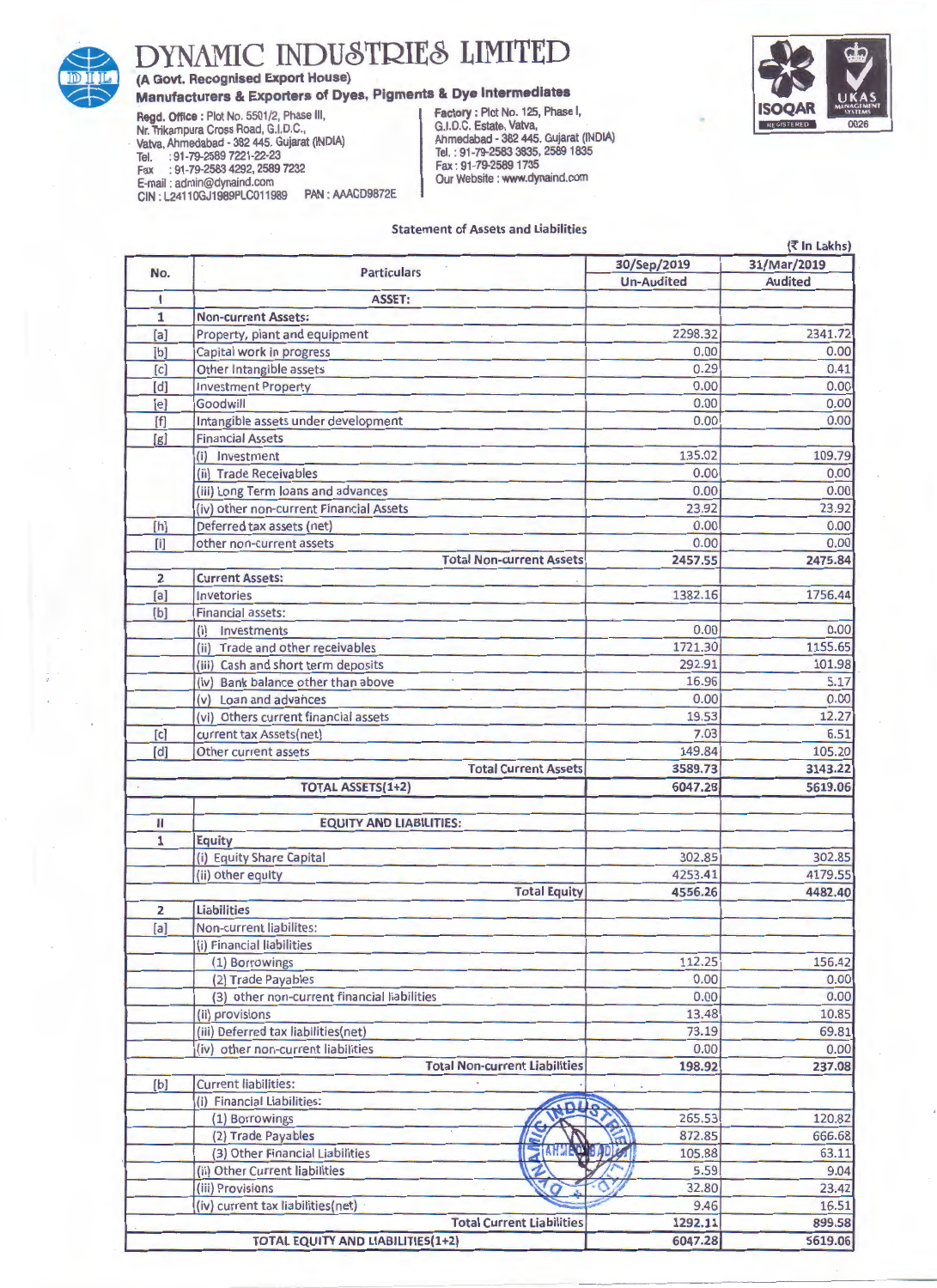# DYNAMIC INDUSTRIES LIMITED

**(A Govt. Recognised Export House)**

**Manufacturers & Exporters of Dyes, Pigments & Dye Intermediates**

Regd. Office : Plot No. 5501/2, Phase III,
Nr. Trikampura Cross Road, G.I.D.C.,
Vatva, Ahmedabad - 382 445. Gujarat (INDIA)
Tel. : 91-79-2589 7221-22-23
Fax : 91-79-2583 4292, 2589 7232
E-mail : admin@dynaind.com
CIN : L24110GJ1989PLC011989 PAN : AAACD9872E

Factory : Plot No. 125, Phase I,
G.I.D.C. Estate, Vatva,
Ahmedabad - 382 445. Gujarat (INDIA)
Tel. : 91-79-2583 3835, 2589 1835
Fax : 91-79-2589 1735
Our Website : www.dynaind.com

ISOQAR REGISTERED | UKAS MANAGEMENT SYSTEMS 0026

## Statement of Assets and Liabilities

(₹ In Lakhs)

| No. | Particulars | 30/Sep/2019 | 31/Mar/2019 |
|---|---|---|---|
| | | Un-Audited | Audited |
| I | ASSET: | | |
| 1 | Non-current Assets: | | |
| [a] | Property, plant and equipment | 2298.32 | 2341.72 |
| [b] | Capital work in progress | 0.00 | 0.00 |
| [c] | Other Intangible assets | 0.29 | 0.41 |
| [d] | Investment Property | 0.00 | 0.00 |
| [e] | Goodwill | 0.00 | 0.00 |
| [f] | Intangible assets under development | 0.00 | 0.00 |
| [g] | Financial Assets | | |
| | (i) Investment | 135.02 | 109.79 |
| | (ii) Trade Receivables | 0.00 | 0.00 |
| | (iii) Long Term loans and advances | 0.00 | 0.00 |
| | (iv) other non-current Financial Assets | 23.92 | 23.92 |
| [h] | Deferred tax assets (net) | 0.00 | 0.00 |
| [i] | other non-current assets | 0.00 | 0.00 |
| | Total Non-current Assets | 2457.55 | 2475.84 |
| 2 | Current Assets: | | |
| [a] | Invetories | 1382.16 | 1756.44 |
| [b] | Financial assets: | | |
| | (i) Investments | 0.00 | 0.00 |
| | (ii) Trade and other receivables | 1721.30 | 1155.65 |
| | (iii) Cash and short term deposits | 292.91 | 101.98 |
| | (iv) Bank balance other than above | 16.96 | 5.17 |
| | (v) Loan and advances | 0.00 | 0.00 |
| | (vi) Others current financial assets | 19.53 | 12.27 |
| [c] | current tax Assets(net) | 7.03 | 6.51 |
| [d] | Other current assets | 149.84 | 105.20 |
| | Total Current Assets | 3589.73 | 3143.22 |
| | TOTAL ASSETS(1+2) | 6047.28 | 5619.06 |
| | | | |
| II | EQUITY AND LIABILITIES: | | |
| 1 | Equity | | |
| | (i) Equity Share Capital | 302.85 | 302.85 |
| | (ii) other equity | 4253.41 | 4179.55 |
| | Total Equity | 4556.26 | 4482.40 |
| 2 | Liabilities | | |
| [a] | Non-current liabilites: | | |
| | (i) Financial liabilities | | |
| | (1) Borrowings | 112.25 | 156.42 |
| | (2) Trade Payables | 0.00 | 0.00 |
| | (3) other non-current financial liabilities | 0.00 | 0.00 |
| | (ii) provisions | 13.48 | 10.85 |
| | (iii) Deferred tax liabilities(net) | 73.19 | 69.81 |
| | (iv) other non-current liabilities | 0.00 | 0.00 |
| | Total Non-current Liabilities | 198.92 | 237.08 |
| [b] | Current liabilities: | | |
| | (i) Financial Liabilities: | | |
| | (1) Borrowings | 265.53 | 120.82 |
| | (2) Trade Payables | 872.85 | 666.68 |
| | (3) Other Financial Liabilities | 105.88 | 63.11 |
| | (ii) Other Current liabilities | 5.59 | 9.04 |
| | (iii) Provisions | 32.80 | 23.42 |
| | (iv) current tax liabilities(net) | 9.46 | 16.51 |
| | Total Current Liabilities | 1292.11 | 899.58 |
| | TOTAL EQUITY AND LIABILITIES(1+2) | 6047.28 | 5619.06 |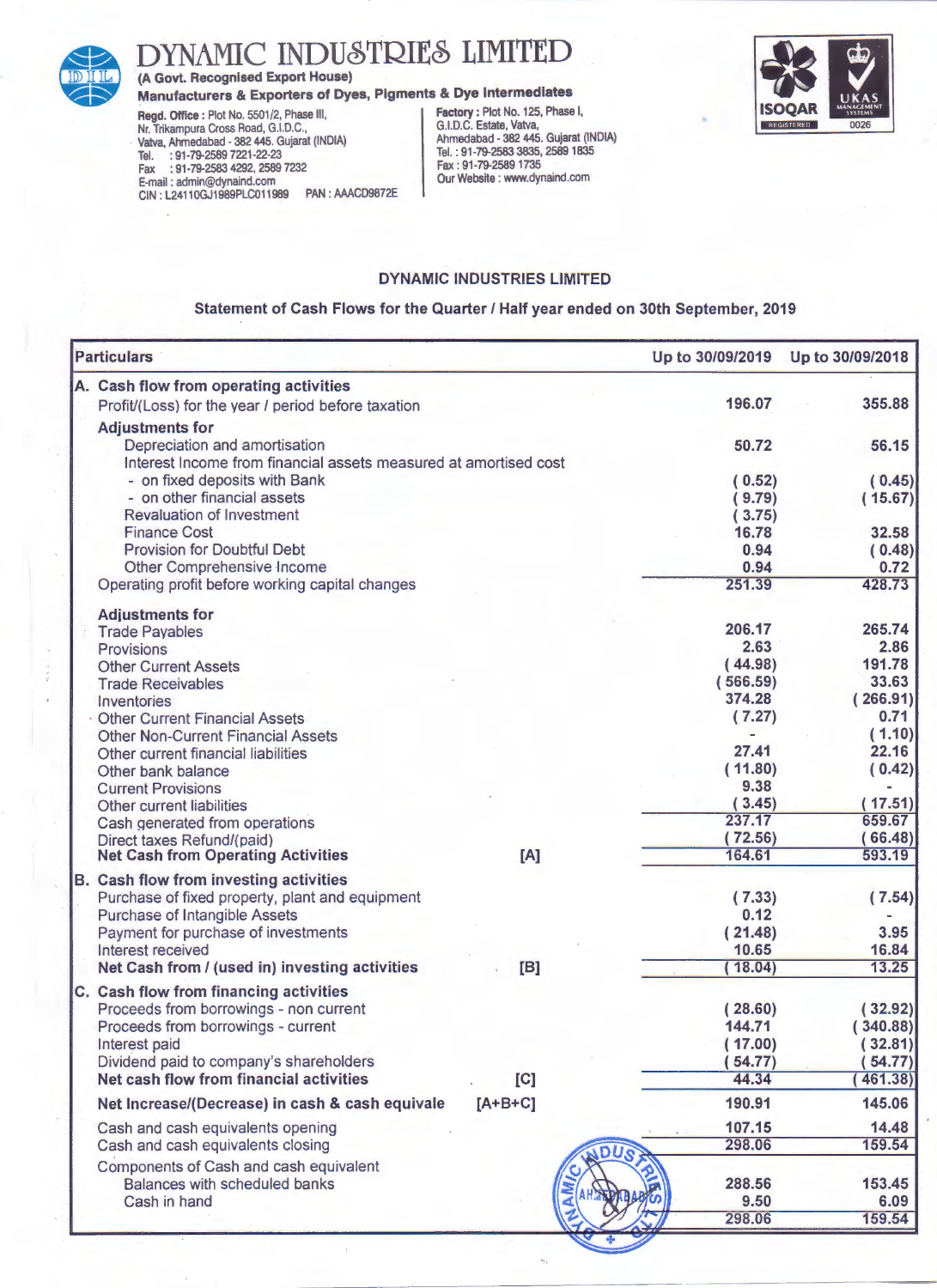# DYNAMIC INDUSTRIES LIMITED

**(A Govt. Recognised Export House)**

**Manufacturers & Exporters of Dyes, Pigments & Dye Intermediates**

**Regd. Office :** Plot No. 5501/2, Phase III, Nr. Trikampura Cross Road, G.I.D.C., Vatva, Ahmedabad - 382 445. Gujarat (INDIA)
Tel. : 91-79-2589 7221-22-23
Fax : 91-79-2583 4292, 2589 7232
E-mail : admin@dynaind.com
CIN : L24110GJ1989PLC011989 PAN : AAACD9872E

**Factory :** Plot No. 125, Phase I, G.I.D.C. Estate, Vatva, Ahmedabad - 382 445. Gujarat (INDIA)
Tel. : 91-79-2583 3835, 2589 1835
Fax : 91-79-2589 1735
Our Website : www.dynaind.com

ISOQAR REGISTERED | UKAS MANAGEMENT SYSTEMS 0026

## DYNAMIC INDUSTRIES LIMITED

### Statement of Cash Flows for the Quarter / Half year ended on 30th September, 2019

| Particulars | | Up to 30/09/2019 | Up to 30/09/2018 |
|---|---|---|---|
| **A. Cash flow from operating activities** | | | |
| Profit/(Loss) for the year / period before taxation | | 196.07 | 355.88 |
| **Adjustments for** | | | |
| Depreciation and amortisation | | 50.72 | 56.15 |
| Interest Income from financial assets measured at amortised cost | | | |
| - on fixed deposits with Bank | | ( 0.52) | ( 0.45) |
| - on other financial assets | | ( 9.79) | ( 15.67) |
| Revaluation of Investment | | ( 3.75) | |
| Finance Cost | | 16.78 | 32.58 |
| Provision for Doubtful Debt | | 0.94 | ( 0.48) |
| Other Comprehensive Income | | 0.94 | 0.72 |
| Operating profit before working capital changes | | 251.39 | 428.73 |
| **Adjustments for** | | | |
| Trade Payables | | 206.17 | 265.74 |
| Provisions | | 2.63 | 2.86 |
| Other Current Assets | | ( 44.98) | 191.78 |
| Trade Receivables | | ( 566.59) | 33.63 |
| Inventories | | 374.28 | ( 266.91) |
| Other Current Financial Assets | | ( 7.27) | 0.71 |
| Other Non-Current Financial Assets | | - | ( 1.10) |
| Other current financial liabilities | | 27.41 | 22.16 |
| Other bank balance | | ( 11.80) | ( 0.42) |
| Current Provisions | | 9.38 | - |
| Other current liabilities | | ( 3.45) | ( 17.51) |
| Cash generated from operations | | 237.17 | 659.67 |
| Direct taxes Refund/(paid) | | ( 72.56) | ( 66.48) |
| **Net Cash from Operating Activities** | **[A]** | 164.61 | 593.19 |
| **B. Cash flow from investing activities** | | | |
| Purchase of fixed property, plant and equipment | | ( 7.33) | ( 7.54) |
| Purchase of Intangible Assets | | 0.12 | - |
| Payment for purchase of investments | | ( 21.48) | 3.95 |
| Interest received | | 10.65 | 16.84 |
| **Net Cash from / (used in) investing activities** | **[B]** | ( 18.04) | 13.25 |
| **C. Cash flow from financing activities** | | | |
| Proceeds from borrowings - non current | | ( 28.60) | ( 32.92) |
| Proceeds from borrowings - current | | 144.71 | ( 340.88) |
| Interest paid | | ( 17.00) | ( 32.81) |
| Dividend paid to company's shareholders | | ( 54.77) | ( 54.77) |
| **Net cash flow from financial activities** | **[C]** | 44.34 | ( 461.38) |
| **Net Increase/(Decrease) in cash & cash equivale** | **[A+B+C]** | 190.91 | 145.06 |
| Cash and cash equivalents opening | | 107.15 | 14.48 |
| Cash and cash equivalents closing | | 298.06 | 159.54 |
| Components of Cash and cash equivalent | | | |
| Balances with scheduled banks | | 288.56 | 153.45 |
| Cash in hand | | 9.50 | 6.09 |
| | | 298.06 | 159.54 |